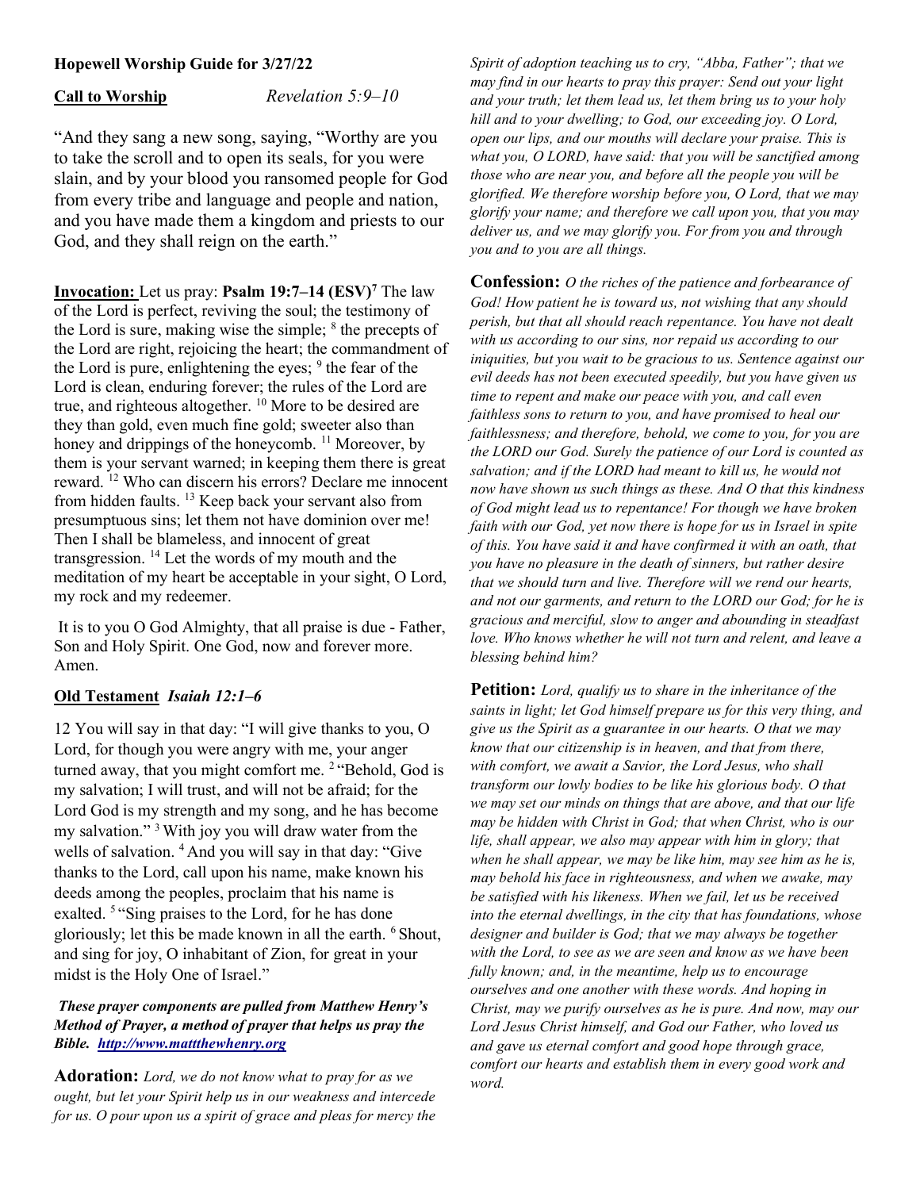**Hopewell Worship Guide for 3/27/22**

**Call to Worship** *Revelation 5:9–10*

"And they sang a new song, saying, "Worthy are you to take the scroll and to open its seals, for you were slain, and by your blood you ransomed people for God from every tribe and language and people and nation, and you have made them a kingdom and priests to our God, and they shall reign on the earth."

**Invocation:** Let us pray: **Psalm 19:7–14 (ESV)**[7] The law of the Lord is perfect, reviving the soul; the testimony of the Lord is sure, making wise the simple; [8] the precepts of the Lord are right, rejoicing the heart; the commandment of the Lord is pure, enlightening the eyes; [9] the fear of the Lord is clean, enduring forever; the rules of the Lord are true, and righteous altogether. [10] More to be desired are they than gold, even much fine gold; sweeter also than honey and drippings of the honeycomb. [11] Moreover, by them is your servant warned; in keeping them there is great reward. [12] Who can discern his errors? Declare me innocent from hidden faults. [13] Keep back your servant also from presumptuous sins; let them not have dominion over me! Then I shall be blameless, and innocent of great transgression. [14] Let the words of my mouth and the meditation of my heart be acceptable in your sight, O Lord, my rock and my redeemer.

It is to you O God Almighty, that all praise is due - Father, Son and Holy Spirit. One God, now and forever more. Amen.

**Old Testament** ***Isaiah 12:1–6***

12 You will say in that day: "I will give thanks to you, O Lord, for though you were angry with me, your anger turned away, that you might comfort me. [2] "Behold, God is my salvation; I will trust, and will not be afraid; for the Lord God is my strength and my song, and he has become my salvation." [3] With joy you will draw water from the wells of salvation. [4] And you will say in that day: "Give thanks to the Lord, call upon his name, make known his deeds among the peoples, proclaim that his name is exalted. [5] "Sing praises to the Lord, for he has done gloriously; let this be made known in all the earth. [6] Shout, and sing for joy, O inhabitant of Zion, for great in your midst is the Holy One of Israel."

***These prayer components are pulled from Matthew Henry's Method of Prayer, a method of prayer that helps us pray the Bible. http://www.mattthewhenry.org***

**Adoration:** *Lord, we do not know what to pray for as we ought, but let your Spirit help us in our weakness and intercede for us. O pour upon us a spirit of grace and pleas for mercy the Spirit of adoption teaching us to cry, "Abba, Father"; that we may find in our hearts to pray this prayer: Send out your light and your truth; let them lead us, let them bring us to your holy hill and to your dwelling; to God, our exceeding joy. O Lord, open our lips, and our mouths will declare your praise. This is what you, O LORD, have said: that you will be sanctified among those who are near you, and before all the people you will be glorified. We therefore worship before you, O Lord, that we may glorify your name; and therefore we call upon you, that you may deliver us, and we may glorify you. For from you and through you and to you are all things.*

**Confession:** *O the riches of the patience and forbearance of God! How patient he is toward us, not wishing that any should perish, but that all should reach repentance. You have not dealt with us according to our sins, nor repaid us according to our iniquities, but you wait to be gracious to us. Sentence against our evil deeds has not been executed speedily, but you have given us time to repent and make our peace with you, and call even faithless sons to return to you, and have promised to heal our faithlessness; and therefore, behold, we come to you, for you are the LORD our God. Surely the patience of our Lord is counted as salvation; and if the LORD had meant to kill us, he would not now have shown us such things as these. And O that this kindness of God might lead us to repentance! For though we have broken faith with our God, yet now there is hope for us in Israel in spite of this. You have said it and have confirmed it with an oath, that you have no pleasure in the death of sinners, but rather desire that we should turn and live. Therefore will we rend our hearts, and not our garments, and return to the LORD our God; for he is gracious and merciful, slow to anger and abounding in steadfast love. Who knows whether he will not turn and relent, and leave a blessing behind him?*

**Petition:** *Lord, qualify us to share in the inheritance of the saints in light; let God himself prepare us for this very thing, and give us the Spirit as a guarantee in our hearts. O that we may know that our citizenship is in heaven, and that from there, with comfort, we await a Savior, the Lord Jesus, who shall transform our lowly bodies to be like his glorious body. O that we may set our minds on things that are above, and that our life may be hidden with Christ in God; that when Christ, who is our life, shall appear, we also may appear with him in glory; that when he shall appear, we may be like him, may see him as he is, may behold his face in righteousness, and when we awake, may be satisfied with his likeness. When we fail, let us be received into the eternal dwellings, in the city that has foundations, whose designer and builder is God; that we may always be together with the Lord, to see as we are seen and know as we have been fully known; and, in the meantime, help us to encourage ourselves and one another with these words. And hoping in Christ, may we purify ourselves as he is pure. And now, may our Lord Jesus Christ himself, and God our Father, who loved us and gave us eternal comfort and good hope through grace, comfort our hearts and establish them in every good work and word.*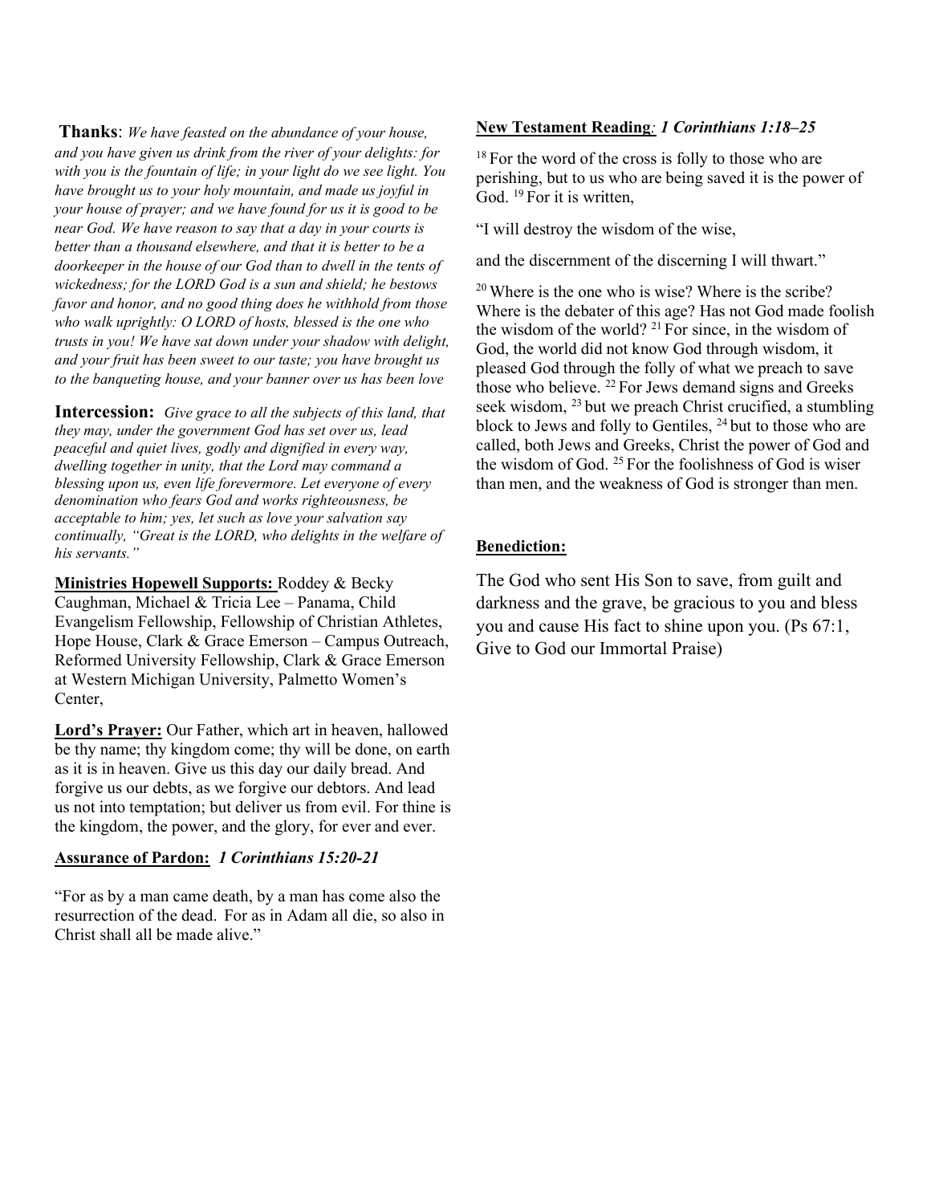**Thanks**: *We have feasted on the abundance of your house, and you have given us drink from the river of your delights: for with you is the fountain of life; in your light do we see light. You have brought us to your holy mountain, and made us joyful in your house of prayer; and we have found for us it is good to be near God. We have reason to say that a day in your courts is better than a thousand elsewhere, and that it is better to be a doorkeeper in the house of our God than to dwell in the tents of wickedness; for the LORD God is a sun and shield; he bestows favor and honor, and no good thing does he withhold from those who walk uprightly: O LORD of hosts, blessed is the one who trusts in you! We have sat down under your shadow with delight, and your fruit has been sweet to our taste; you have brought us to the banqueting house, and your banner over us has been love*

**Intercession:** *Give grace to all the subjects of this land, that they may, under the government God has set over us, lead peaceful and quiet lives, godly and dignified in every way, dwelling together in unity, that the Lord may command a blessing upon us, even life forevermore. Let everyone of every denomination who fears God and works righteousness, be acceptable to him; yes, let such as love your salvation say continually, "Great is the LORD, who delights in the welfare of his servants."*

**Ministries Hopewell Supports:** Roddey & Becky Caughman, Michael & Tricia Lee – Panama, Child Evangelism Fellowship, Fellowship of Christian Athletes, Hope House, Clark & Grace Emerson – Campus Outreach, Reformed University Fellowship, Clark & Grace Emerson at Western Michigan University, Palmetto Women's Center,

**Lord's Prayer:** Our Father, which art in heaven, hallowed be thy name; thy kingdom come; thy will be done, on earth as it is in heaven. Give us this day our daily bread. And forgive us our debts, as we forgive our debtors. And lead us not into temptation; but deliver us from evil. For thine is the kingdom, the power, and the glory, for ever and ever.

**Assurance of Pardon:** ***1 Corinthians 15:20-21***

"For as by a man came death, by a man has come also the resurrection of the dead. For as in Adam all die, so also in Christ shall all be made alive."

**New Testament Reading*: 1 Corinthians 1:18–25***

[18] For the word of the cross is folly to those who are perishing, but to us who are being saved it is the power of God. [19] For it is written,

"I will destroy the wisdom of the wise,

and the discernment of the discerning I will thwart."

[20] Where is the one who is wise? Where is the scribe? Where is the debater of this age? Has not God made foolish the wisdom of the world? [21] For since, in the wisdom of God, the world did not know God through wisdom, it pleased God through the folly of what we preach to save those who believe. [22] For Jews demand signs and Greeks seek wisdom, [23] but we preach Christ crucified, a stumbling block to Jews and folly to Gentiles, [24] but to those who are called, both Jews and Greeks, Christ the power of God and the wisdom of God. [25] For the foolishness of God is wiser than men, and the weakness of God is stronger than men.

**Benediction:**

The God who sent His Son to save, from guilt and darkness and the grave, be gracious to you and bless you and cause His fact to shine upon you. (Ps 67:1, Give to God our Immortal Praise)